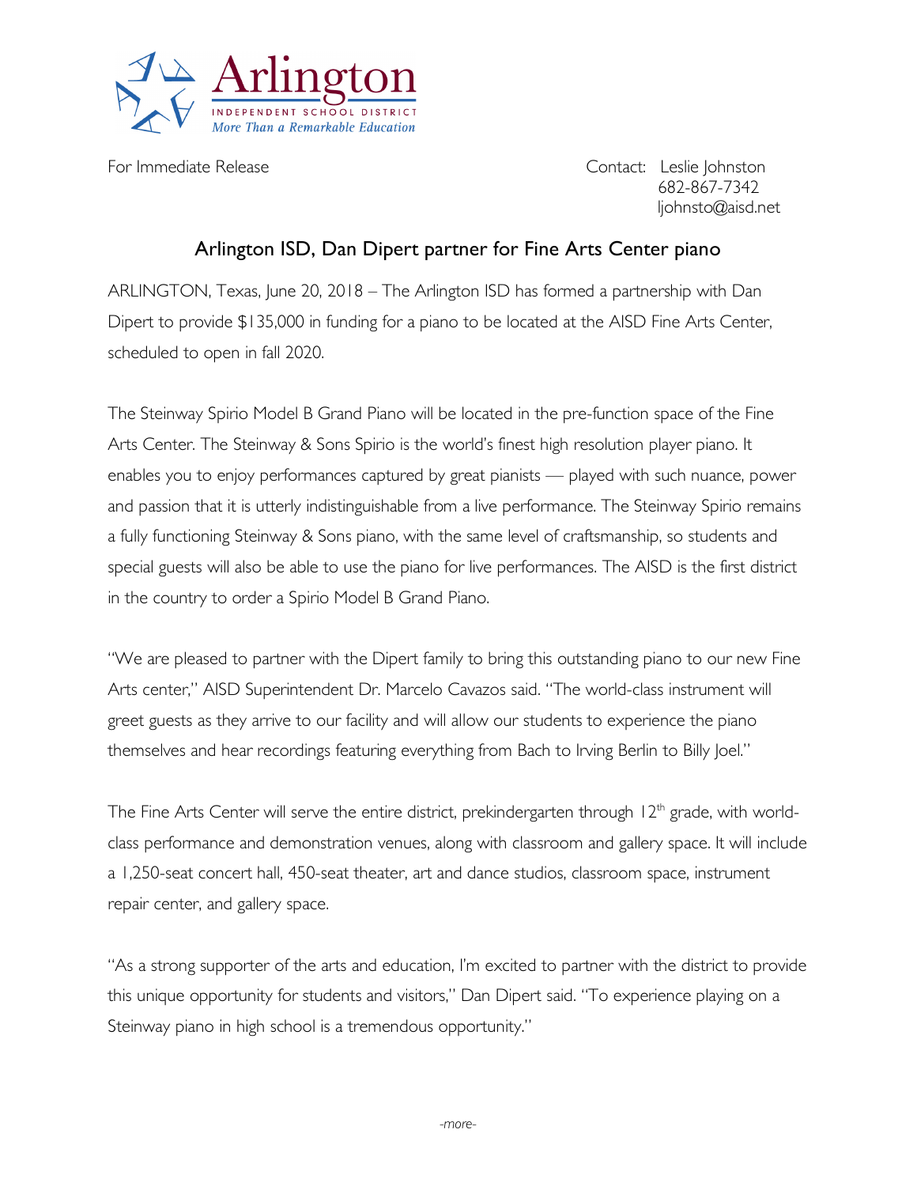Arlington

INDEPENDENT SCHOOL DISTRICT

*More Than a Remarkable Education*

For Immediate Release

Contact: Leslie Johnston
682-867-7342
ljohnsto@aisd.net

## Arlington ISD, Dan Dipert partner for Fine Arts Center piano

ARLINGTON, Texas, June 20, 2018 – The Arlington ISD has formed a partnership with Dan Dipert to provide $135,000 in funding for a piano to be located at the AISD Fine Arts Center, scheduled to open in fall 2020.

The Steinway Spirio Model B Grand Piano will be located in the pre-function space of the Fine Arts Center. The Steinway & Sons Spirio is the world's finest high resolution player piano. It enables you to enjoy performances captured by great pianists — played with such nuance, power and passion that it is utterly indistinguishable from a live performance. The Steinway Spirio remains a fully functioning Steinway & Sons piano, with the same level of craftsmanship, so students and special guests will also be able to use the piano for live performances. The AISD is the first district in the country to order a Spirio Model B Grand Piano.

"We are pleased to partner with the Dipert family to bring this outstanding piano to our new Fine Arts center," AISD Superintendent Dr. Marcelo Cavazos said. "The world-class instrument will greet guests as they arrive to our facility and will allow our students to experience the piano themselves and hear recordings featuring everything from Bach to Irving Berlin to Billy Joel."

The Fine Arts Center will serve the entire district, prekindergarten through 12th grade, with world-class performance and demonstration venues, along with classroom and gallery space. It will include a 1,250-seat concert hall, 450-seat theater, art and dance studios, classroom space, instrument repair center, and gallery space.

"As a strong supporter of the arts and education, I'm excited to partner with the district to provide this unique opportunity for students and visitors," Dan Dipert said. "To experience playing on a Steinway piano in high school is a tremendous opportunity."

-more-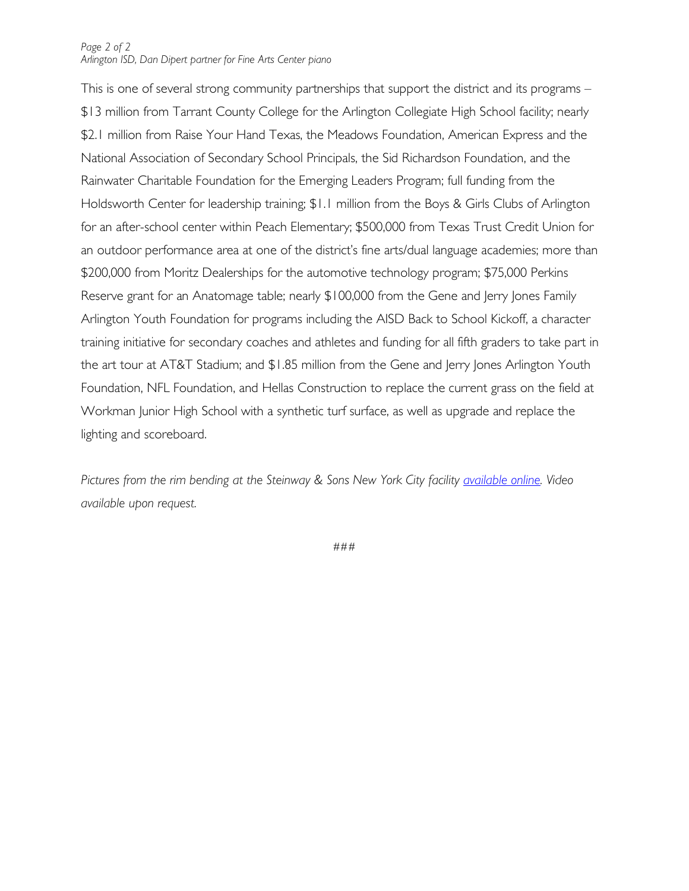This is one of several strong community partnerships that support the district and its programs – $13 million from Tarrant County College for the Arlington Collegiate High School facility; nearly $2.1 million from Raise Your Hand Texas, the Meadows Foundation, American Express and the National Association of Secondary School Principals, the Sid Richardson Foundation, and the Rainwater Charitable Foundation for the Emerging Leaders Program; full funding from the Holdsworth Center for leadership training; $1.1 million from the Boys & Girls Clubs of Arlington for an after-school center within Peach Elementary; $500,000 from Texas Trust Credit Union for an outdoor performance area at one of the district's fine arts/dual language academies; more than $200,000 from Moritz Dealerships for the automotive technology program; $75,000 Perkins Reserve grant for an Anatomage table; nearly $100,000 from the Gene and Jerry Jones Family Arlington Youth Foundation for programs including the AISD Back to School Kickoff, a character training initiative for secondary coaches and athletes and funding for all fifth graders to take part in the art tour at AT&T Stadium; and $1.85 million from the Gene and Jerry Jones Arlington Youth Foundation, NFL Foundation, and Hellas Construction to replace the current grass on the field at Workman Junior High School with a synthetic turf surface, as well as upgrade and replace the lighting and scoreboard.

*Pictures from the rim bending at the Steinway & Sons New York City facility available online. Video available upon request.*

###